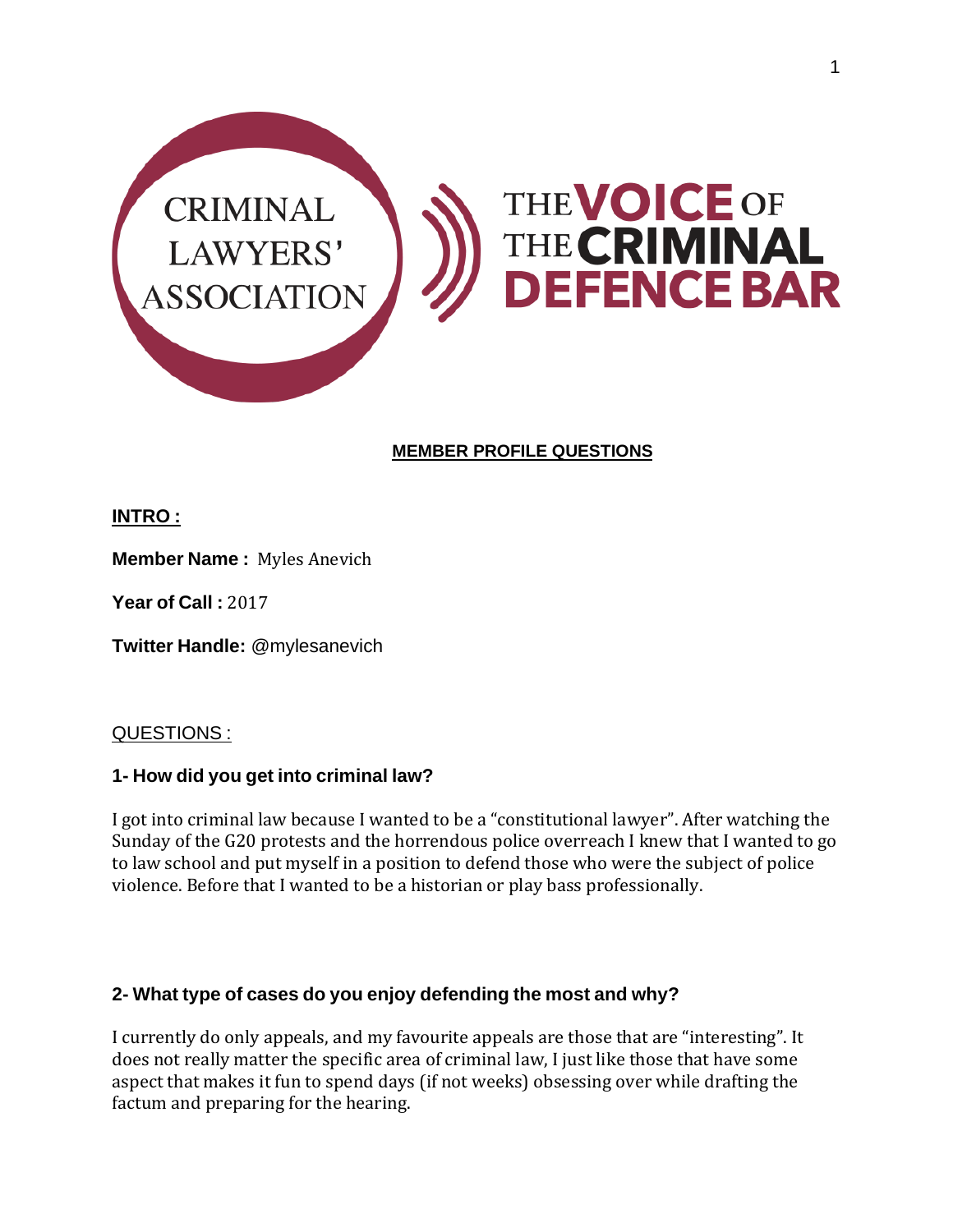CRIMINAL LAWYERS' ASSOCIATION

THE VOICE OF THE CRIMINAL DEFENCE BAR

## MEMBER PROFILE QUESTIONS

### INTRO :

**Member Name :** Myles Anevich

**Year of Call :** 2017

**Twitter Handle:** @mylesanevich

### QUESTIONS :

**1- How did you get into criminal law?**

I got into criminal law because I wanted to be a "constitutional lawyer". After watching the Sunday of the G20 protests and the horrendous police overreach I knew that I wanted to go to law school and put myself in a position to defend those who were the subject of police violence. Before that I wanted to be a historian or play bass professionally.

**2- What type of cases do you enjoy defending the most and why?**

I currently do only appeals, and my favourite appeals are those that are "interesting". It does not really matter the specific area of criminal law, I just like those that have some aspect that makes it fun to spend days (if not weeks) obsessing over while drafting the factum and preparing for the hearing.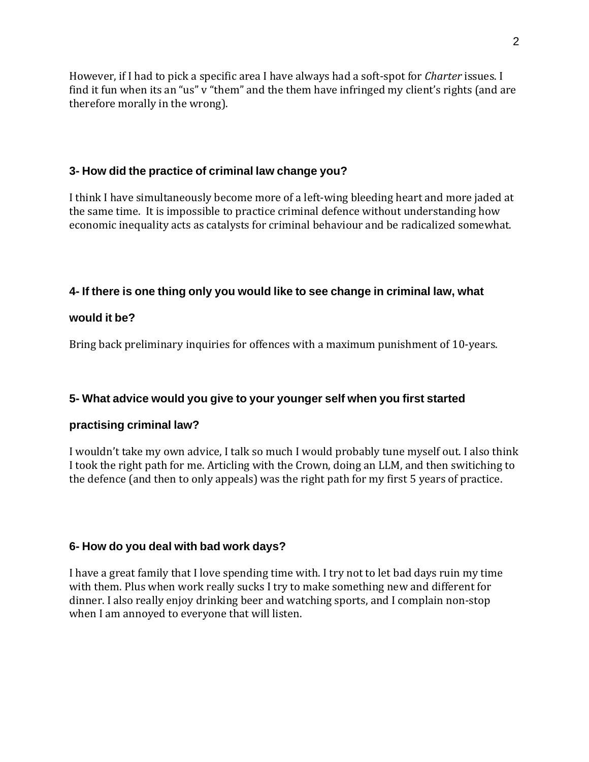However, if I had to pick a specific area I have always had a soft-spot for *Charter* issues. I find it fun when its an “us” v “them” and the them have infringed my client’s rights (and are therefore morally in the wrong).

### 3- How did the practice of criminal law change you?

I think I have simultaneously become more of a left-wing bleeding heart and more jaded at the same time. It is impossible to practice criminal defence without understanding how economic inequality acts as catalysts for criminal behaviour and be radicalized somewhat.

### 4- If there is one thing only you would like to see change in criminal law, what would it be?

Bring back preliminary inquiries for offences with a maximum punishment of 10-years.

### 5- What advice would you give to your younger self when you first started practising criminal law?

I wouldn’t take my own advice, I talk so much I would probably tune myself out. I also think I took the right path for me. Articling with the Crown, doing an LLM, and then switiching to the defence (and then to only appeals) was the right path for my first 5 years of practice.

### 6- How do you deal with bad work days?

I have a great family that I love spending time with. I try not to let bad days ruin my time with them. Plus when work really sucks I try to make something new and different for dinner. I also really enjoy drinking beer and watching sports, and I complain non-stop when I am annoyed to everyone that will listen.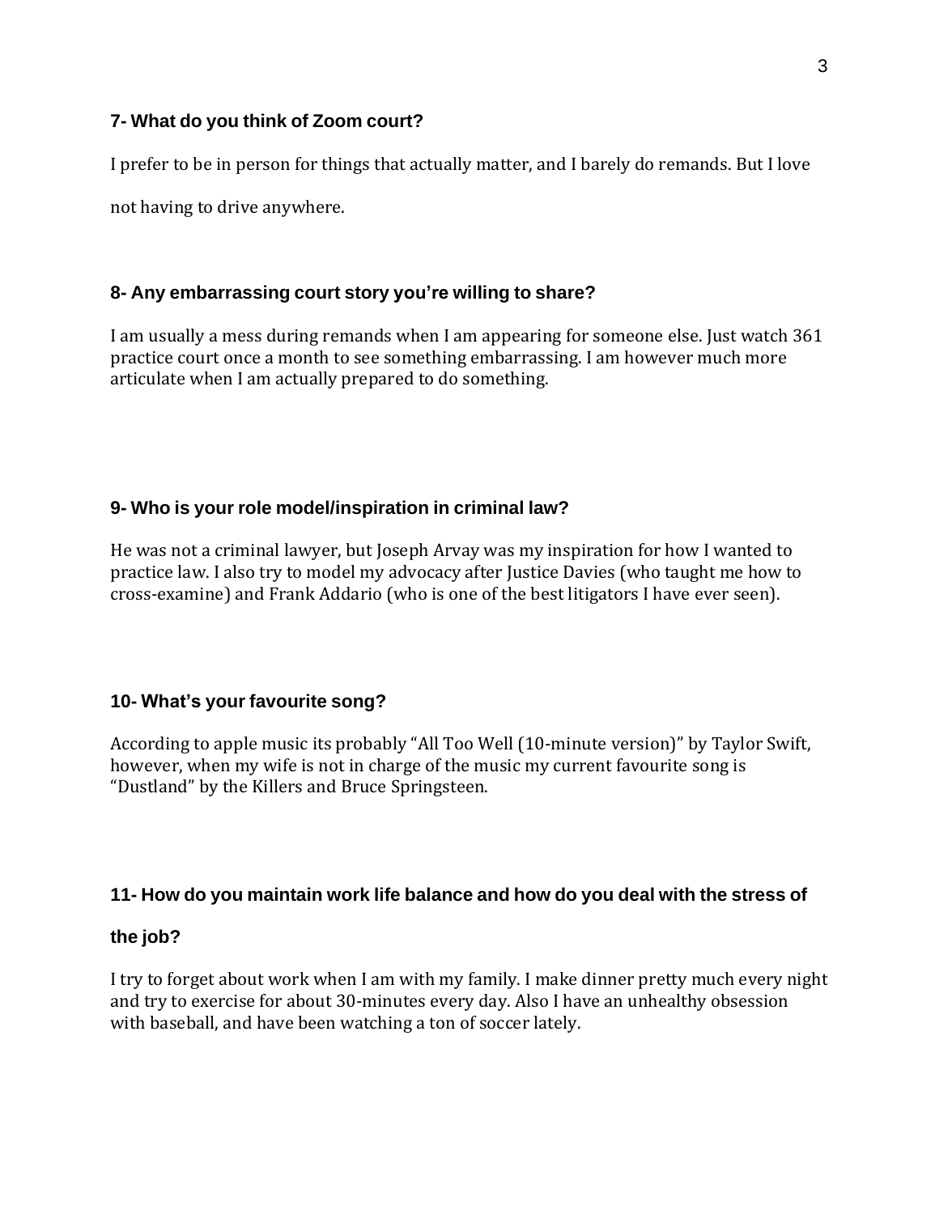### 7- What do you think of Zoom court?

I prefer to be in person for things that actually matter, and I barely do remands. But I love not having to drive anywhere.

### 8- Any embarrassing court story you're willing to share?

I am usually a mess during remands when I am appearing for someone else. Just watch 361 practice court once a month to see something embarrassing. I am however much more articulate when I am actually prepared to do something.

### 9- Who is your role model/inspiration in criminal law?

He was not a criminal lawyer, but Joseph Arvay was my inspiration for how I wanted to practice law. I also try to model my advocacy after Justice Davies (who taught me how to cross-examine) and Frank Addario (who is one of the best litigators I have ever seen).

### 10- What's your favourite song?

According to apple music its probably "All Too Well (10-minute version)" by Taylor Swift, however, when my wife is not in charge of the music my current favourite song is "Dustland" by the Killers and Bruce Springsteen.

### 11- How do you maintain work life balance and how do you deal with the stress of the job?

I try to forget about work when I am with my family. I make dinner pretty much every night and try to exercise for about 30-minutes every day. Also I have an unhealthy obsession with baseball, and have been watching a ton of soccer lately.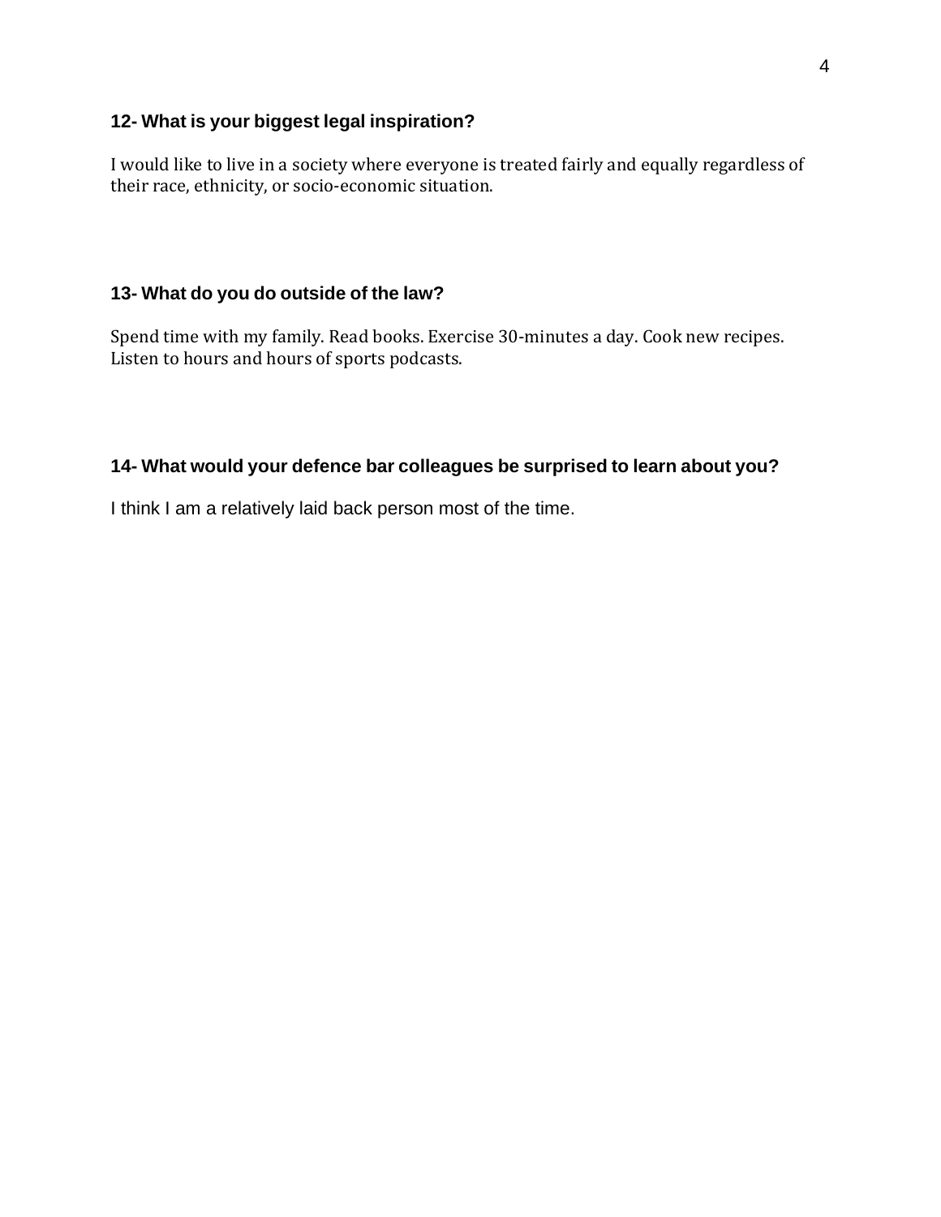**12- What is your biggest legal inspiration?**

I would like to live in a society where everyone is treated fairly and equally regardless of their race, ethnicity, or socio-economic situation.

**13- What do you do outside of the law?**

Spend time with my family. Read books. Exercise 30-minutes a day. Cook new recipes. Listen to hours and hours of sports podcasts.

**14- What would your defence bar colleagues be surprised to learn about you?**

I think I am a relatively laid back person most of the time.